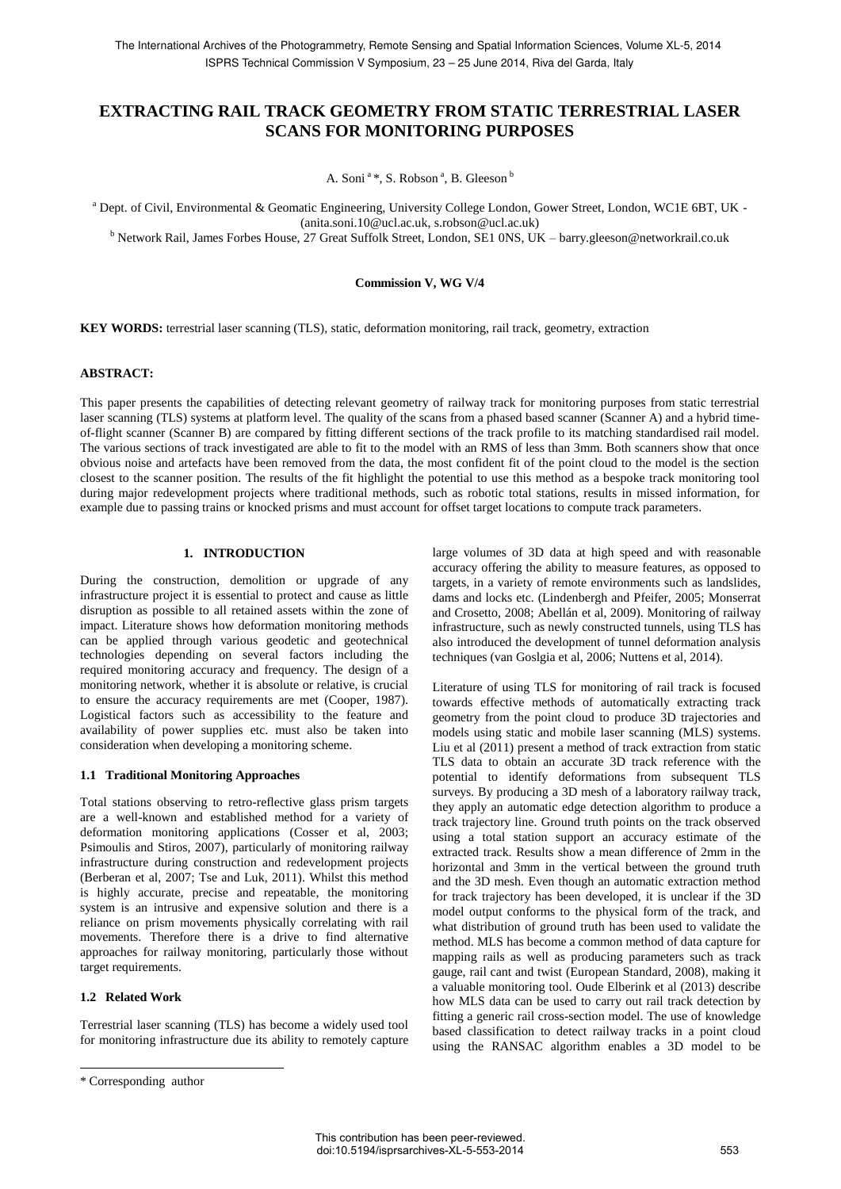# EXTRACTING RAIL TRACK GEOMETRY FROM STATIC TERRESTRIAL LASER SCANS FOR MONITORING PURPOSES

A. Soni [a] *, S. Robson [a], B. Gleeson [b]

[a] Dept. of Civil, Environmental & Geomatic Engineering, University College London, Gower Street, London, WC1E 6BT, UK - (anita.soni.10@ucl.ac.uk, s.robson@ucl.ac.uk)

[b] Network Rail, James Forbes House, 27 Great Suffolk Street, London, SE1 0NS, UK – barry.gleeson@networkrail.co.uk

**Commission V, WG V/4**

**KEY WORDS:** terrestrial laser scanning (TLS), static, deformation monitoring, rail track, geometry, extraction

**ABSTRACT:**

This paper presents the capabilities of detecting relevant geometry of railway track for monitoring purposes from static terrestrial laser scanning (TLS) systems at platform level. The quality of the scans from a phased based scanner (Scanner A) and a hybrid time-of-flight scanner (Scanner B) are compared by fitting different sections of the track profile to its matching standardised rail model. The various sections of track investigated are able to fit to the model with an RMS of less than 3mm. Both scanners show that once obvious noise and artefacts have been removed from the data, the most confident fit of the point cloud to the model is the section closest to the scanner position. The results of the fit highlight the potential to use this method as a bespoke track monitoring tool during major redevelopment projects where traditional methods, such as robotic total stations, results in missed information, for example due to passing trains or knocked prisms and must account for offset target locations to compute track parameters.

## 1. INTRODUCTION

During the construction, demolition or upgrade of any infrastructure project it is essential to protect and cause as little disruption as possible to all retained assets within the zone of impact. Literature shows how deformation monitoring methods can be applied through various geodetic and geotechnical technologies depending on several factors including the required monitoring accuracy and frequency. The design of a monitoring network, whether it is absolute or relative, is crucial to ensure the accuracy requirements are met (Cooper, 1987). Logistical factors such as accessibility to the feature and availability of power supplies etc. must also be taken into consideration when developing a monitoring scheme.

### 1.1 Traditional Monitoring Approaches

Total stations observing to retro-reflective glass prism targets are a well-known and established method for a variety of deformation monitoring applications (Cosser et al, 2003; Psimoulis and Stiros, 2007), particularly of monitoring railway infrastructure during construction and redevelopment projects (Berberan et al, 2007; Tse and Luk, 2011). Whilst this method is highly accurate, precise and repeatable, the monitoring system is an intrusive and expensive solution and there is a reliance on prism movements physically correlating with rail movements. Therefore there is a drive to find alternative approaches for railway monitoring, particularly those without target requirements.

### 1.2 Related Work

Terrestrial laser scanning (TLS) has become a widely used tool for monitoring infrastructure due its ability to remotely capture large volumes of 3D data at high speed and with reasonable accuracy offering the ability to measure features, as opposed to targets, in a variety of remote environments such as landslides, dams and locks etc. (Lindenbergh and Pfeifer, 2005; Monserrat and Crosetto, 2008; Abellán et al, 2009). Monitoring of railway infrastructure, such as newly constructed tunnels, using TLS has also introduced the development of tunnel deformation analysis techniques (van Goslgia et al, 2006; Nuttens et al, 2014).

Literature of using TLS for monitoring of rail track is focused towards effective methods of automatically extracting track geometry from the point cloud to produce 3D trajectories and models using static and mobile laser scanning (MLS) systems. Liu et al (2011) present a method of track extraction from static TLS data to obtain an accurate 3D track reference with the potential to identify deformations from subsequent TLS surveys. By producing a 3D mesh of a laboratory railway track, they apply an automatic edge detection algorithm to produce a track trajectory line. Ground truth points on the track observed using a total station support an accuracy estimate of the extracted track. Results show a mean difference of 2mm in the horizontal and 3mm in the vertical between the ground truth and the 3D mesh. Even though an automatic extraction method for track trajectory has been developed, it is unclear if the 3D model output conforms to the physical form of the track, and what distribution of ground truth has been used to validate the method. MLS has become a common method of data capture for mapping rails as well as producing parameters such as track gauge, rail cant and twist (European Standard, 2008), making it a valuable monitoring tool. Oude Elberink et al (2013) describe how MLS data can be used to carry out rail track detection by fitting a generic rail cross-section model. The use of knowledge based classification to detect railway tracks in a point cloud using the RANSAC algorithm enables a 3D model to be

\* Corresponding author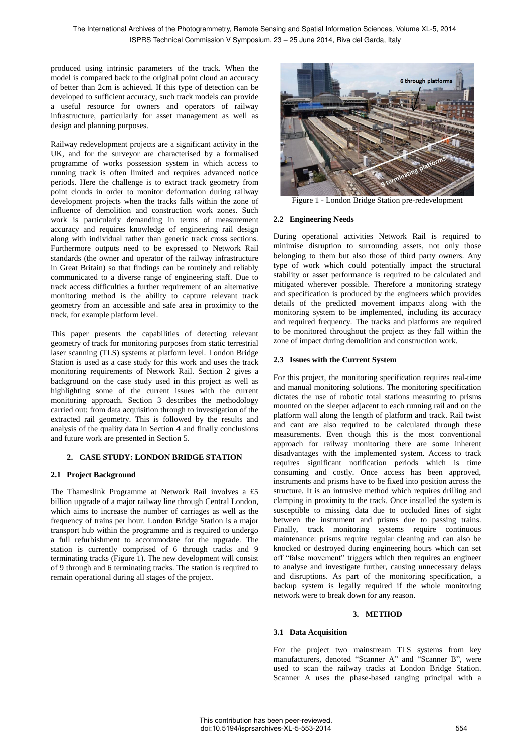produced using intrinsic parameters of the track. When the model is compared back to the original point cloud an accuracy of better than 2cm is achieved. If this type of detection can be developed to sufficient accuracy, such track models can provide a useful resource for owners and operators of railway infrastructure, particularly for asset management as well as design and planning purposes.

Railway redevelopment projects are a significant activity in the UK, and for the surveyor are characterised by a formalised programme of works possession system in which access to running track is often limited and requires advanced notice periods. Here the challenge is to extract track geometry from point clouds in order to monitor deformation during railway development projects when the tracks falls within the zone of influence of demolition and construction work zones. Such work is particularly demanding in terms of measurement accuracy and requires knowledge of engineering rail design along with individual rather than generic track cross sections. Furthermore outputs need to be expressed to Network Rail standards (the owner and operator of the railway infrastructure in Great Britain) so that findings can be routinely and reliably communicated to a diverse range of engineering staff. Due to track access difficulties a further requirement of an alternative monitoring method is the ability to capture relevant track geometry from an accessible and safe area in proximity to the track, for example platform level.

This paper presents the capabilities of detecting relevant geometry of track for monitoring purposes from static terrestrial laser scanning (TLS) systems at platform level. London Bridge Station is used as a case study for this work and uses the track monitoring requirements of Network Rail. Section 2 gives a background on the case study used in this project as well as highlighting some of the current issues with the current monitoring approach. Section 3 describes the methodology carried out: from data acquisition through to investigation of the extracted rail geometry. This is followed by the results and analysis of the quality data in Section 4 and finally conclusions and future work are presented in Section 5.

## 2. CASE STUDY: LONDON BRIDGE STATION

### 2.1 Project Background

The Thameslink Programme at Network Rail involves a £5 billion upgrade of a major railway line through Central London, which aims to increase the number of carriages as well as the frequency of trains per hour. London Bridge Station is a major transport hub within the programme and is required to undergo a full refurbishment to accommodate for the upgrade. The station is currently comprised of 6 through tracks and 9 terminating tracks (Figure 1). The new development will consist of 9 through and 6 terminating tracks. The station is required to remain operational during all stages of the project.

6 through platforms

9 terminating platforms

Figure 1 - London Bridge Station pre-redevelopment

### 2.2 Engineering Needs

During operational activities Network Rail is required to minimise disruption to surrounding assets, not only those belonging to them but also those of third party owners. Any type of work which could potentially impact the structural stability or asset performance is required to be calculated and mitigated wherever possible. Therefore a monitoring strategy and specification is produced by the engineers which provides details of the predicted movement impacts along with the monitoring system to be implemented, including its accuracy and required frequency. The tracks and platforms are required to be monitored throughout the project as they fall within the zone of impact during demolition and construction work.

### 2.3 Issues with the Current System

For this project, the monitoring specification requires real-time and manual monitoring solutions. The monitoring specification dictates the use of robotic total stations measuring to prisms mounted on the sleeper adjacent to each running rail and on the platform wall along the length of platform and track. Rail twist and cant are also required to be calculated through these measurements. Even though this is the most conventional approach for railway monitoring there are some inherent disadvantages with the implemented system. Access to track requires significant notification periods which is time consuming and costly. Once access has been approved, instruments and prisms have to be fixed into position across the structure. It is an intrusive method which requires drilling and clamping in proximity to the track. Once installed the system is susceptible to missing data due to occluded lines of sight between the instrument and prisms due to passing trains. Finally, track monitoring systems require continuous maintenance: prisms require regular cleaning and can also be knocked or destroyed during engineering hours which can set off "false movement" triggers which then requires an engineer to analyse and investigate further, causing unnecessary delays and disruptions. As part of the monitoring specification, a backup system is legally required if the whole monitoring network were to break down for any reason.

## 3. METHOD

### 3.1 Data Acquisition

For the project two mainstream TLS systems from key manufacturers, denoted "Scanner A" and "Scanner B", were used to scan the railway tracks at London Bridge Station. Scanner A uses the phase-based ranging principal with a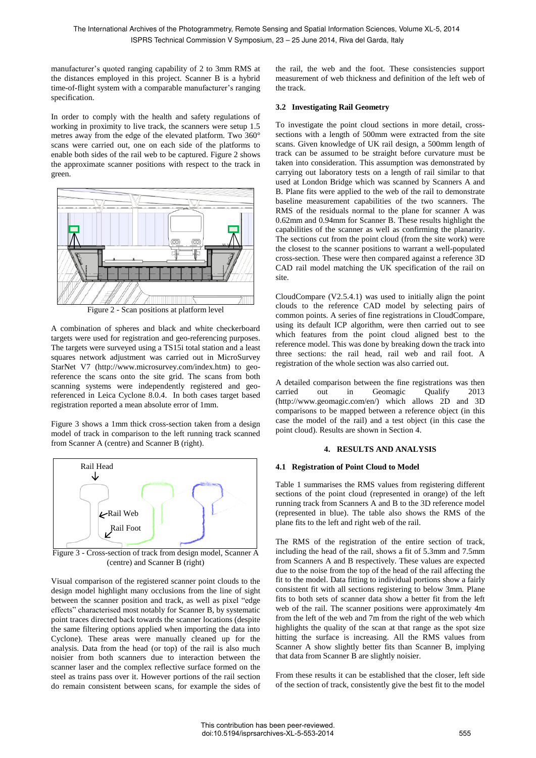manufacturer's quoted ranging capability of 2 to 3mm RMS at the distances employed in this project. Scanner B is a hybrid time-of-flight system with a comparable manufacturer's ranging specification.

In order to comply with the health and safety regulations of working in proximity to live track, the scanners were setup 1.5 metres away from the edge of the elevated platform. Two 360° scans were carried out, one on each side of the platforms to enable both sides of the rail web to be captured. Figure 2 shows the approximate scanner positions with respect to the track in green.

Figure 2 - Scan positions at platform level

A combination of spheres and black and white checkerboard targets were used for registration and geo-referencing purposes. The targets were surveyed using a TS15i total station and a least squares network adjustment was carried out in MicroSurvey StarNet V7 (http://www.microsurvey.com/index.htm) to geo-reference the scans onto the site grid. The scans from both scanning systems were independently registered and geo-referenced in Leica Cyclone 8.0.4. In both cases target based registration reported a mean absolute error of 1mm.

Figure 3 shows a 1mm thick cross-section taken from a design model of track in comparison to the left running track scanned from Scanner A (centre) and Scanner B (right).

Rail Head

Rail Web

Rail Foot

Figure 3 - Cross-section of track from design model, Scanner A (centre) and Scanner B (right)

Visual comparison of the registered scanner point clouds to the design model highlight many occlusions from the line of sight between the scanner position and track, as well as pixel "edge effects" characterised most notably for Scanner B, by systematic point traces directed back towards the scanner locations (despite the same filtering options applied when importing the data into Cyclone). These areas were manually cleaned up for the analysis. Data from the head (or top) of the rail is also much noisier from both scanners due to interaction between the scanner laser and the complex reflective surface formed on the steel as trains pass over it. However portions of the rail section do remain consistent between scans, for example the sides of the rail, the web and the foot. These consistencies support measurement of web thickness and definition of the left web of the track.

### 3.2 Investigating Rail Geometry

To investigate the point cloud sections in more detail, cross-sections with a length of 500mm were extracted from the site scans. Given knowledge of UK rail design, a 500mm length of track can be assumed to be straight before curvature must be taken into consideration. This assumption was demonstrated by carrying out laboratory tests on a length of rail similar to that used at London Bridge which was scanned by Scanners A and B. Plane fits were applied to the web of the rail to demonstrate baseline measurement capabilities of the two scanners. The RMS of the residuals normal to the plane for scanner A was 0.62mm and 0.94mm for Scanner B. These results highlight the capabilities of the scanner as well as confirming the planarity. The sections cut from the point cloud (from the site work) were the closest to the scanner positions to warrant a well-populated cross-section. These were then compared against a reference 3D CAD rail model matching the UK specification of the rail on site.

CloudCompare (V2.5.4.1) was used to initially align the point clouds to the reference CAD model by selecting pairs of common points. A series of fine registrations in CloudCompare, using its default ICP algorithm, were then carried out to see which features from the point cloud aligned best to the reference model. This was done by breaking down the track into three sections: the rail head, rail web and rail foot. A registration of the whole section was also carried out.

A detailed comparison between the fine registrations was then carried out in Geomagic Qualify 2013 (http://www.geomagic.com/en/) which allows 2D and 3D comparisons to be mapped between a reference object (in this case the model of the rail) and a test object (in this case the point cloud). Results are shown in Section 4.

## 4. RESULTS AND ANALYSIS

### 4.1 Registration of Point Cloud to Model

Table 1 summarises the RMS values from registering different sections of the point cloud (represented in orange) of the left running track from Scanners A and B to the 3D reference model (represented in blue). The table also shows the RMS of the plane fits to the left and right web of the rail.

The RMS of the registration of the entire section of track, including the head of the rail, shows a fit of 5.3mm and 7.5mm from Scanners A and B respectively. These values are expected due to the noise from the top of the head of the rail affecting the fit to the model. Data fitting to individual portions show a fairly consistent fit with all sections registering to below 3mm. Plane fits to both sets of scanner data show a better fit from the left web of the rail. The scanner positions were approximately 4m from the left of the web and 7m from the right of the web which highlights the quality of the scan at that range as the spot size hitting the surface is increasing. All the RMS values from Scanner A show slightly better fits than Scanner B, implying that data from Scanner B are slightly noisier.

From these results it can be established that the closer, left side of the section of track, consistently give the best fit to the model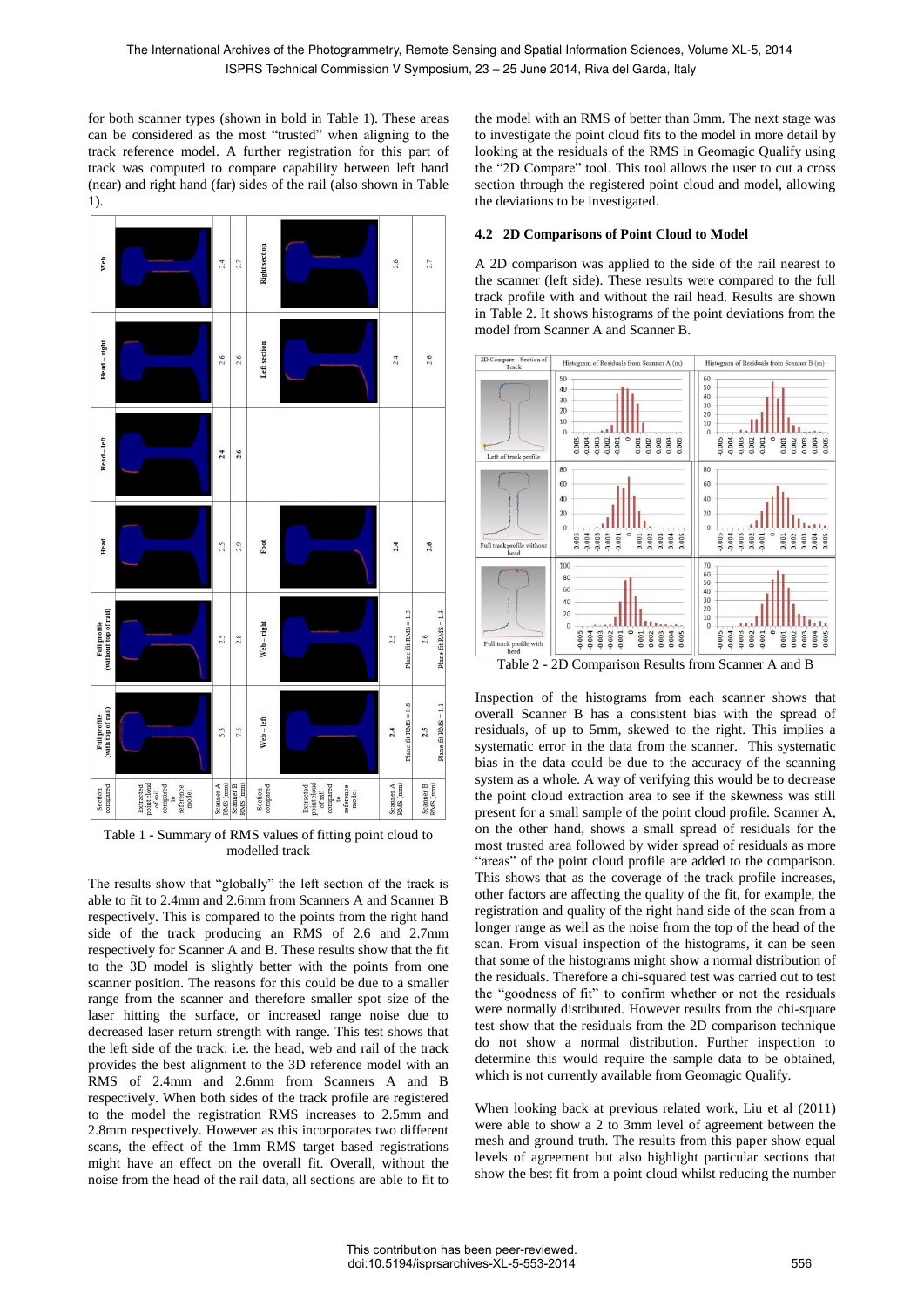for both scanner types (shown in bold in Table 1). These areas can be considered as the most "trusted" when aligning to the track reference model. A further registration for this part of track was computed to compare capability between left hand (near) and right hand (far) sides of the rail (also shown in Table 1).

| Section compared | Extracted point cloud of rail compared to reference model | Scanner A RMS (mm) | Scanner B RMS (mm) |
|---|---|---|---|
| Full profile (with top of rail) | | 5.3 | 7.5 |
| Full profile (without top of rail) | | 2.5 | 2.8 |
| Head | | 2.5 | 2.9 |
| Head – left | | **2.4** | **2.6** |
| Head – right | | 2.6 | 2.6 |
| Web | | 2.4 | 2.7 |
| Web – left | | **2.4** Plane fit RMS = 0.8 | **2.5** Plane fit RMS = 1.1 |
| Web – right | | 2.5 Plane fit RMS = 1.3 | 2.6 Plane fit RMS = 1.3 |
| Foot | | **2.4** | **2.6** |
| Left section | | 2.4 | 2.6 |
| Right section | | 2.6 | 2.7 |

Table 1 - Summary of RMS values of fitting point cloud to modelled track

The results show that "globally" the left section of the track is able to fit to 2.4mm and 2.6mm from Scanners A and Scanner B respectively. This is compared to the points from the right hand side of the track producing an RMS of 2.6 and 2.7mm respectively for Scanner A and B. These results show that the fit to the 3D model is slightly better with the points from one scanner position. The reasons for this could be due to a smaller range from the scanner and therefore smaller spot size of the laser hitting the surface, or increased range noise due to decreased laser return strength with range. This test shows that the left side of the track: i.e. the head, web and rail of the track provides the best alignment to the 3D reference model with an RMS of 2.4mm and 2.6mm from Scanners A and B respectively. When both sides of the track profile are registered to the model the registration RMS increases to 2.5mm and 2.8mm respectively. However as this incorporates two different scans, the effect of the 1mm RMS target based registrations might have an effect on the overall fit. Overall, without the noise from the head of the rail data, all sections are able to fit to the model with an RMS of better than 3mm. The next stage was to investigate the point cloud fits to the model in more detail by looking at the residuals of the RMS in Geomagic Qualify using the "2D Compare" tool. This tool allows the user to cut a cross section through the registered point cloud and model, allowing the deviations to be investigated.

### 4.2 2D Comparisons of Point Cloud to Model

A 2D comparison was applied to the side of the rail nearest to the scanner (left side). These results were compared to the full track profile with and without the rail head. Results are shown in Table 2. It shows histograms of the point deviations from the model from Scanner A and Scanner B.

2D Compare – Section of Track

Histogram of Residuals from Scanner A (m)

Histogram of Residuals from Scanner B (m)

Left of track profile

Full track profile without head

Full track profile with head

-0.005 -0.004 -0.003 -0.002 -0.001 0 0.001 0.002 0.003 0.004 0.005

Table 2 - 2D Comparison Results from Scanner A and B

Inspection of the histograms from each scanner shows that overall Scanner B has a consistent bias with the spread of residuals, of up to 5mm, skewed to the right. This implies a systematic error in the data from the scanner. This systematic bias in the data could be due to the accuracy of the scanning system as a whole. A way of verifying this would be to decrease the point cloud extraction area to see if the skewness was still present for a small sample of the point cloud profile. Scanner A, on the other hand, shows a small spread of residuals for the most trusted area followed by wider spread of residuals as more "areas" of the point cloud profile are added to the comparison. This shows that as the coverage of the track profile increases, other factors are affecting the quality of the fit, for example, the registration and quality of the right hand side of the scan from a longer range as well as the noise from the top of the head of the scan. From visual inspection of the histograms, it can be seen that some of the histograms might show a normal distribution of the residuals. Therefore a chi-squared test was carried out to test the "goodness of fit" to confirm whether or not the residuals were normally distributed. However results from the chi-square test show that the residuals from the 2D comparison technique do not show a normal distribution. Further inspection to determine this would require the sample data to be obtained, which is not currently available from Geomagic Qualify.

When looking back at previous related work, Liu et al (2011) were able to show a 2 to 3mm level of agreement between the mesh and ground truth. The results from this paper show equal levels of agreement but also highlight particular sections that show the best fit from a point cloud whilst reducing the number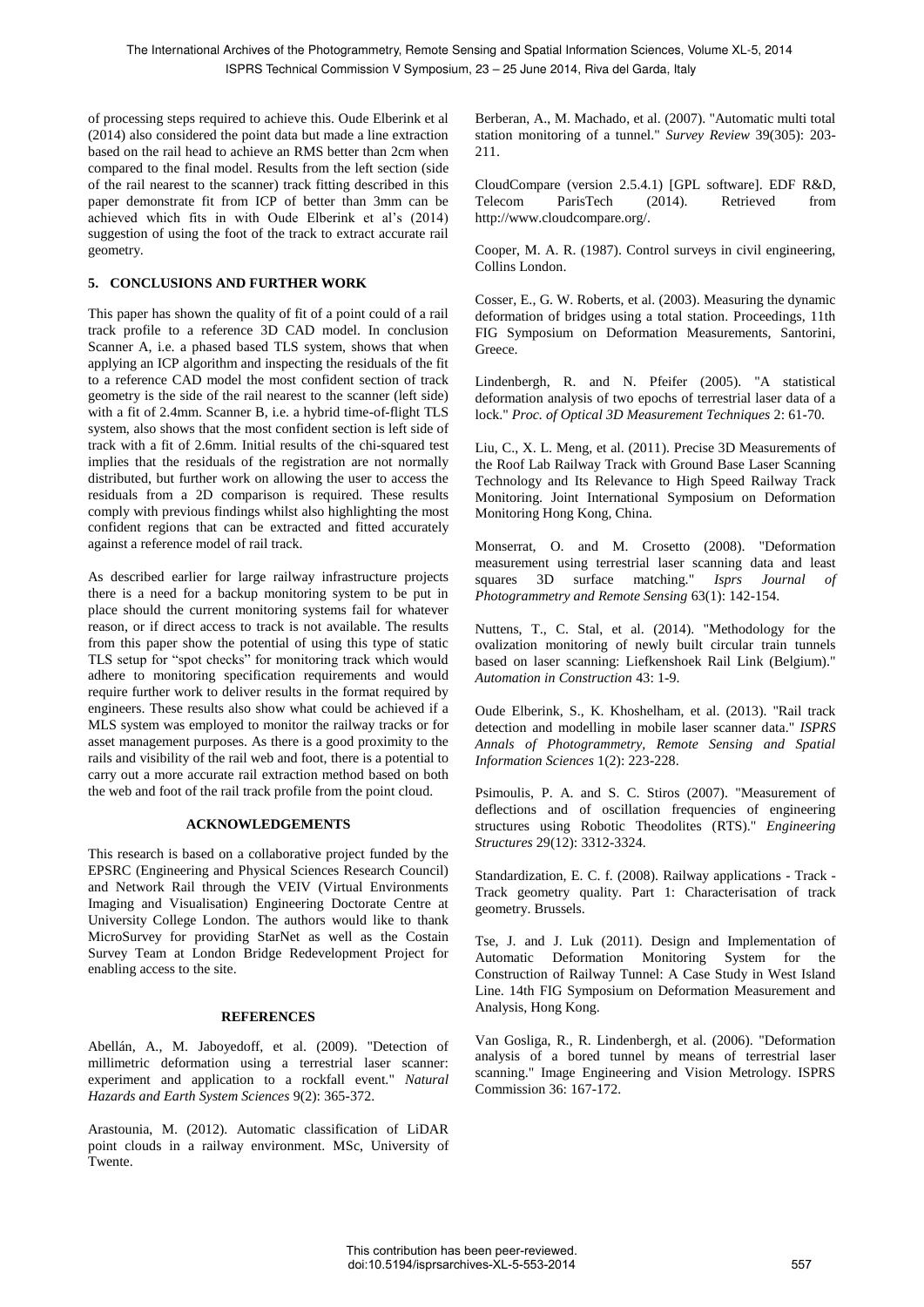of processing steps required to achieve this. Oude Elberink et al (2014) also considered the point data but made a line extraction based on the rail head to achieve an RMS better than 2cm when compared to the final model. Results from the left section (side of the rail nearest to the scanner) track fitting described in this paper demonstrate fit from ICP of better than 3mm can be achieved which fits in with Oude Elberink et al's (2014) suggestion of using the foot of the track to extract accurate rail geometry.

## 5. CONCLUSIONS AND FURTHER WORK

This paper has shown the quality of fit of a point could of a rail track profile to a reference 3D CAD model. In conclusion Scanner A, i.e. a phased based TLS system, shows that when applying an ICP algorithm and inspecting the residuals of the fit to a reference CAD model the most confident section of track geometry is the side of the rail nearest to the scanner (left side) with a fit of 2.4mm. Scanner B, i.e. a hybrid time-of-flight TLS system, also shows that the most confident section is left side of track with a fit of 2.6mm. Initial results of the chi-squared test implies that the residuals of the registration are not normally distributed, but further work on allowing the user to access the residuals from a 2D comparison is required. These results comply with previous findings whilst also highlighting the most confident regions that can be extracted and fitted accurately against a reference model of rail track.

As described earlier for large railway infrastructure projects there is a need for a backup monitoring system to be put in place should the current monitoring systems fail for whatever reason, or if direct access to track is not available. The results from this paper show the potential of using this type of static TLS setup for "spot checks" for monitoring track which would adhere to monitoring specification requirements and would require further work to deliver results in the format required by engineers. These results also show what could be achieved if a MLS system was employed to monitor the railway tracks or for asset management purposes. As there is a good proximity to the rails and visibility of the rail web and foot, there is a potential to carry out a more accurate rail extraction method based on both the web and foot of the rail track profile from the point cloud.

## ACKNOWLEDGEMENTS

This research is based on a collaborative project funded by the EPSRC (Engineering and Physical Sciences Research Council) and Network Rail through the VEIV (Virtual Environments Imaging and Visualisation) Engineering Doctorate Centre at University College London. The authors would like to thank MicroSurvey for providing StarNet as well as the Costain Survey Team at London Bridge Redevelopment Project for enabling access to the site.

## REFERENCES

Abellán, A., M. Jaboyedoff, et al. (2009). "Detection of millimetric deformation using a terrestrial laser scanner: experiment and application to a rockfall event." *Natural Hazards and Earth System Sciences* 9(2): 365-372.

Arastounia, M. (2012). Automatic classification of LiDAR point clouds in a railway environment. MSc, University of Twente.

Berberan, A., M. Machado, et al. (2007). "Automatic multi total station monitoring of a tunnel." *Survey Review* 39(305): 203-211.

CloudCompare (version 2.5.4.1) [GPL software]. EDF R&D, Telecom ParisTech (2014). Retrieved from http://www.cloudcompare.org/.

Cooper, M. A. R. (1987). Control surveys in civil engineering, Collins London.

Cosser, E., G. W. Roberts, et al. (2003). Measuring the dynamic deformation of bridges using a total station. Proceedings, 11th FIG Symposium on Deformation Measurements, Santorini, Greece.

Lindenbergh, R. and N. Pfeifer (2005). "A statistical deformation analysis of two epochs of terrestrial laser data of a lock." *Proc. of Optical 3D Measurement Techniques* 2: 61-70.

Liu, C., X. L. Meng, et al. (2011). Precise 3D Measurements of the Roof Lab Railway Track with Ground Base Laser Scanning Technology and Its Relevance to High Speed Railway Track Monitoring. Joint International Symposium on Deformation Monitoring Hong Kong, China.

Monserrat, O. and M. Crosetto (2008). "Deformation measurement using terrestrial laser scanning data and least squares 3D surface matching." *Isprs Journal of Photogrammetry and Remote Sensing* 63(1): 142-154.

Nuttens, T., C. Stal, et al. (2014). "Methodology for the ovalization monitoring of newly built circular train tunnels based on laser scanning: Liefkenshoek Rail Link (Belgium)." *Automation in Construction* 43: 1-9.

Oude Elberink, S., K. Khoshelham, et al. (2013). "Rail track detection and modelling in mobile laser scanner data." *ISPRS Annals of Photogrammetry, Remote Sensing and Spatial Information Sciences* 1(2): 223-228.

Psimoulis, P. A. and S. C. Stiros (2007). "Measurement of deflections and of oscillation frequencies of engineering structures using Robotic Theodolites (RTS)." *Engineering Structures* 29(12): 3312-3324.

Standardization, E. C. f. (2008). Railway applications - Track - Track geometry quality. Part 1: Characterisation of track geometry. Brussels.

Tse, J. and J. Luk (2011). Design and Implementation of Automatic Deformation Monitoring System for the Construction of Railway Tunnel: A Case Study in West Island Line. 14th FIG Symposium on Deformation Measurement and Analysis, Hong Kong.

Van Gosliga, R., R. Lindenbergh, et al. (2006). "Deformation analysis of a bored tunnel by means of terrestrial laser scanning." Image Engineering and Vision Metrology. ISPRS Commission 36: 167-172.